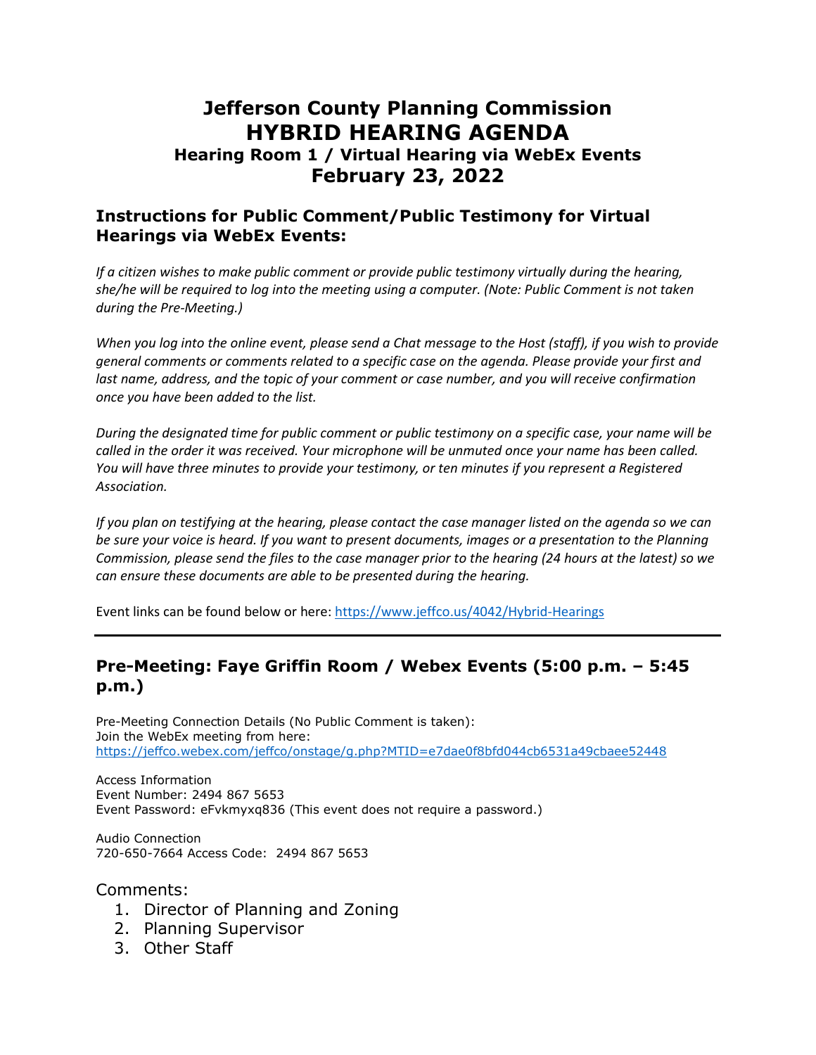# Jefferson County Planning Commission
# HYBRID HEARING AGENDA
### Hearing Room 1 / Virtual Hearing via WebEx Events
## February 23, 2022

## Instructions for Public Comment/Public Testimony for Virtual Hearings via WebEx Events:

*If a citizen wishes to make public comment or provide public testimony virtually during the hearing, she/he will be required to log into the meeting using a computer. (Note: Public Comment is not taken during the Pre-Meeting.)*

*When you log into the online event, please send a Chat message to the Host (staff), if you wish to provide general comments or comments related to a specific case on the agenda. Please provide your first and last name, address, and the topic of your comment or case number, and you will receive confirmation once you have been added to the list.*

*During the designated time for public comment or public testimony on a specific case, your name will be called in the order it was received. Your microphone will be unmuted once your name has been called. You will have three minutes to provide your testimony, or ten minutes if you represent a Registered Association.*

*If you plan on testifying at the hearing, please contact the case manager listed on the agenda so we can be sure your voice is heard. If you want to present documents, images or a presentation to the Planning Commission, please send the files to the case manager prior to the hearing (24 hours at the latest) so we can ensure these documents are able to be presented during the hearing.*

Event links can be found below or here: https://www.jeffco.us/4042/Hybrid-Hearings

---

## Pre-Meeting: Faye Griffin Room / Webex Events (5:00 p.m. – 5:45 p.m.)

Pre-Meeting Connection Details (No Public Comment is taken):
Join the WebEx meeting from here:
https://jeffco.webex.com/jeffco/onstage/g.php?MTID=e7dae0f8bfd044cb6531a49cbaee52448

Access Information
Event Number: 2494 867 5653
Event Password: eFvkmyxq836 (This event does not require a password.)

Audio Connection
720-650-7664 Access Code: 2494 867 5653

Comments:

1. Director of Planning and Zoning
2. Planning Supervisor
3. Other Staff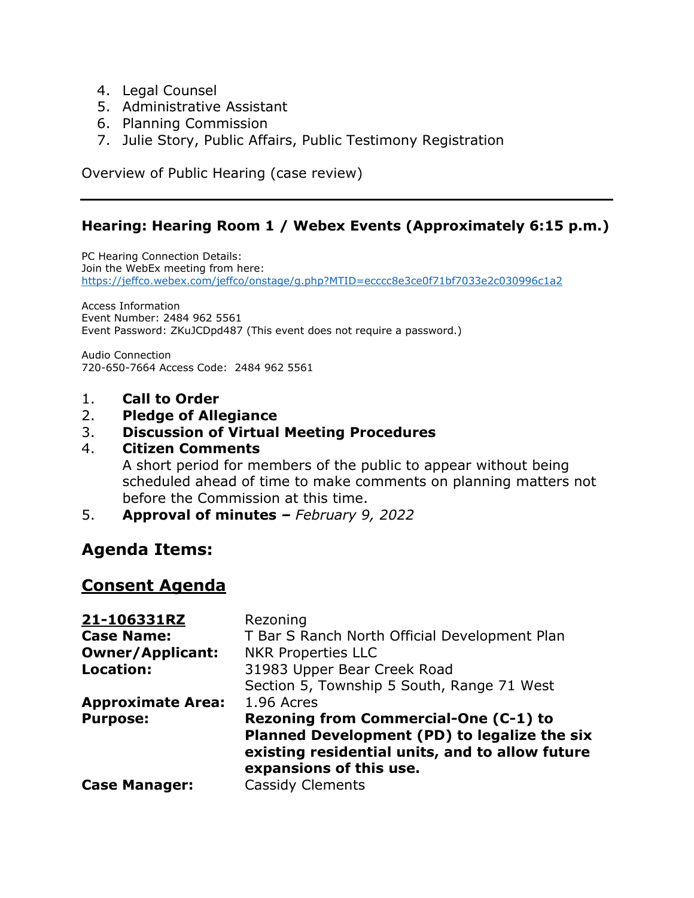4. Legal Counsel
5. Administrative Assistant
6. Planning Commission
7. Julie Story, Public Affairs, Public Testimony Registration

Overview of Public Hearing (case review)

---

### Hearing: Hearing Room 1 / Webex Events (Approximately 6:15 p.m.)

PC Hearing Connection Details:
Join the WebEx meeting from here:
https://jeffco.webex.com/jeffco/onstage/g.php?MTID=eccccc8e3ce0f71bf7033e2c030996c1a2

Access Information
Event Number: 2484 962 5561
Event Password: ZKuJCDpd487 (This event does not require a password.)

Audio Connection
720-650-7664 Access Code: 2484 962 5561

1. **Call to Order**
2. **Pledge of Allegiance**
3. **Discussion of Virtual Meeting Procedures**
4. **Citizen Comments**
   A short period for members of the public to appear without being scheduled ahead of time to make comments on planning matters not before the Commission at this time.
5. **Approval of minutes –** *February 9, 2022*

## Agenda Items:

## Consent Agenda

| **21-106331RZ** | Rezoning |
|---|---|
| **Case Name:** | T Bar S Ranch North Official Development Plan |
| **Owner/Applicant:** | NKR Properties LLC |
| **Location:** | 31983 Upper Bear Creek Road<br>Section 5, Township 5 South, Range 71 West |
| **Approximate Area:** | 1.96 Acres |
| **Purpose:** | **Rezoning from Commercial-One (C-1) to Planned Development (PD) to legalize the six existing residential units, and to allow future expansions of this use.** |
| **Case Manager:** | Cassidy Clements |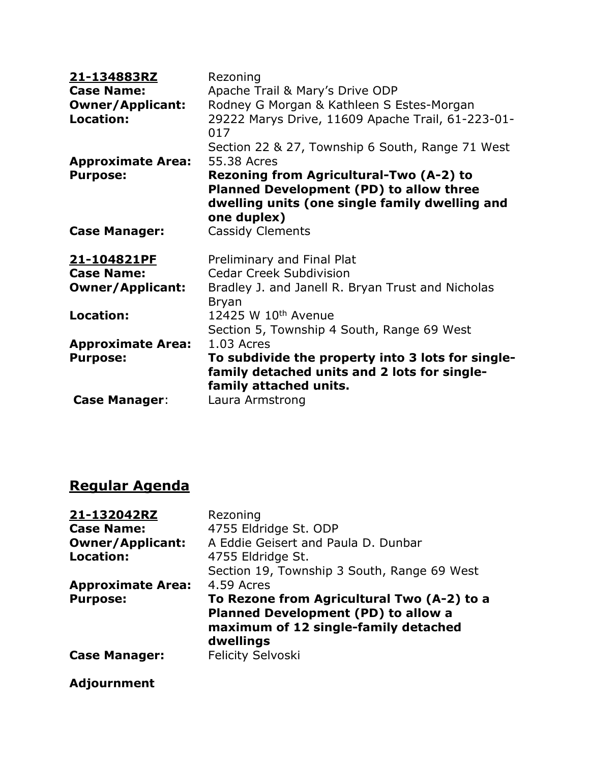**21-134883RZ** Rezoning
**Case Name:** Apache Trail & Mary's Drive ODP
**Owner/Applicant:** Rodney G Morgan & Kathleen S Estes-Morgan
**Location:** 29222 Marys Drive, 11609 Apache Trail, 61-223-01-017
Section 22 & 27, Township 6 South, Range 71 West
**Approximate Area:** 55.38 Acres
**Purpose:** **Rezoning from Agricultural-Two (A-2) to Planned Development (PD) to allow three dwelling units (one single family dwelling and one duplex)**
**Case Manager:** Cassidy Clements

**21-104821PF** Preliminary and Final Plat
**Case Name:** Cedar Creek Subdivision
**Owner/Applicant:** Bradley J. and Janell R. Bryan Trust and Nicholas Bryan
**Location:** 12425 W 10th Avenue
Section 5, Township 4 South, Range 69 West
**Approximate Area:** 1.03 Acres
**Purpose:** **To subdivide the property into 3 lots for single-family detached units and 2 lots for single-family attached units.**
**Case Manager:** Laura Armstrong

## Regular Agenda

**21-132042RZ** Rezoning
**Case Name:** 4755 Eldridge St. ODP
**Owner/Applicant:** A Eddie Geisert and Paula D. Dunbar
**Location:** 4755 Eldridge St.
Section 19, Township 3 South, Range 69 West
**Approximate Area:** 4.59 Acres
**Purpose:** **To Rezone from Agricultural Two (A-2) to a Planned Development (PD) to allow a maximum of 12 single-family detached dwellings**
**Case Manager:** Felicity Selvoski

**Adjournment**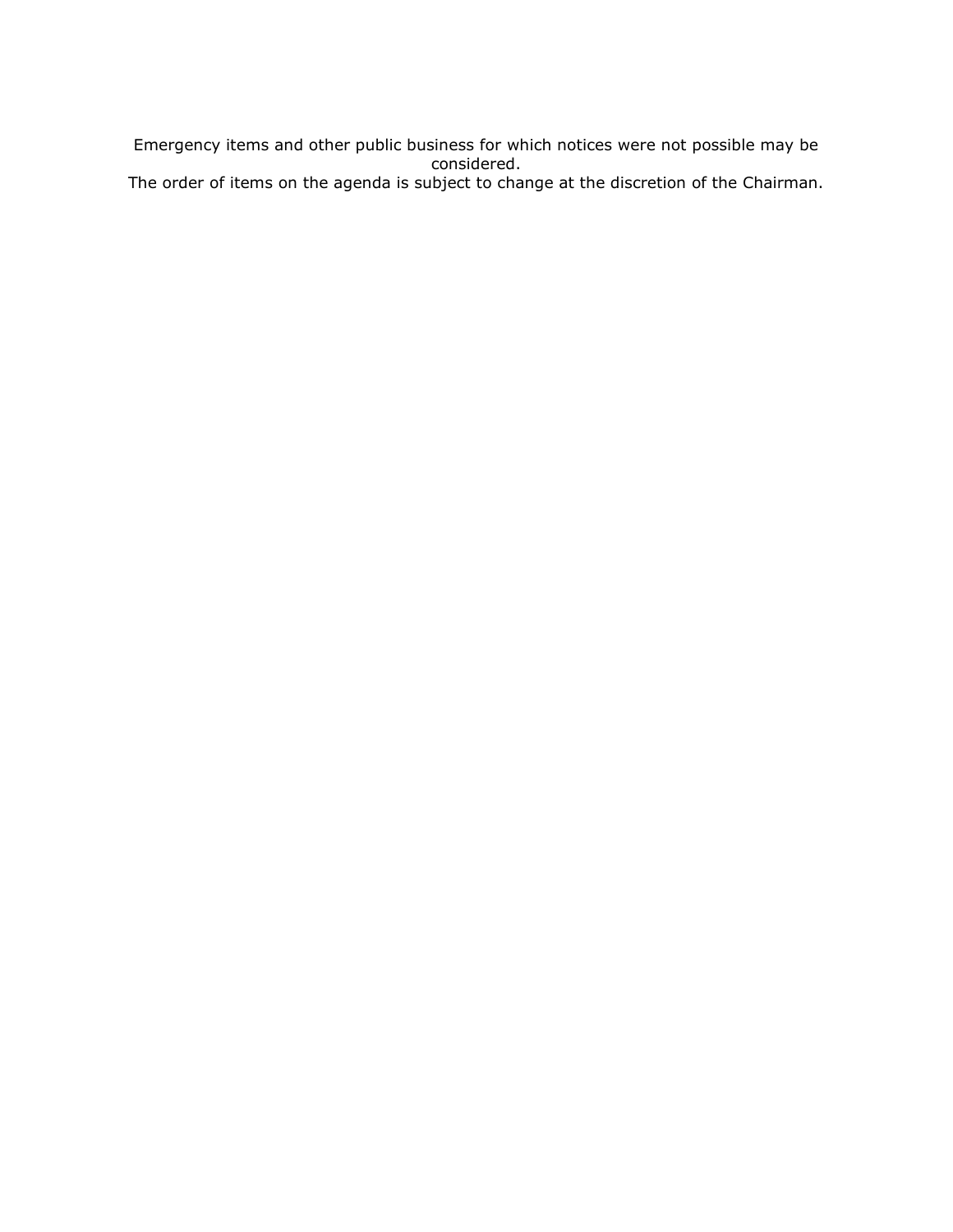Emergency items and other public business for which notices were not possible may be considered.

The order of items on the agenda is subject to change at the discretion of the Chairman.